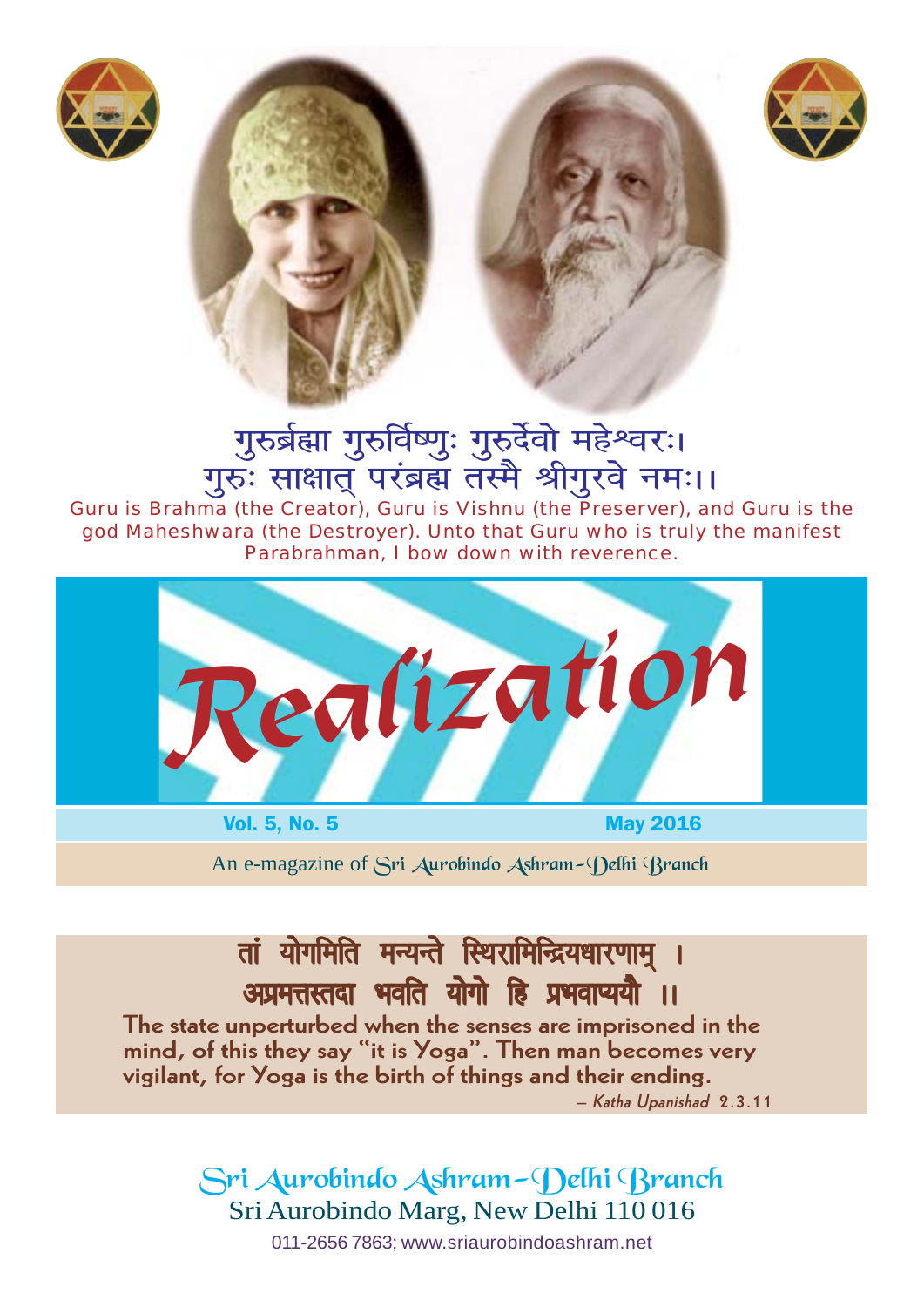गुरुर्ब्रह्मा गुरुर्विष्णुः गुरुर्देवो महेश्वरः।
गुरुः साक्षात् परंब्रह्म तस्मै श्रीगुरवे नमः।।

Guru is Brahma (the Creator), Guru is Vishnu (the Preserver), and Guru is the god Maheshwara (the Destroyer). Unto that Guru who is truly the manifest Parabrahman, I bow down with reverence.

# Realization

**Vol. 5, No. 5** **May 2016**

An e-magazine of Sri Aurobindo Ashram–Delhi Branch

तां योगमिति मन्यन्ते स्थिरामिन्द्रियधारणाम् ।
अप्रमत्तस्तदा भवति योगो हि प्रभवाप्ययौ ।।

**The state unperturbed when the senses are imprisoned in the mind, of this they say "it is Yoga". Then man becomes very vigilant, for Yoga is the birth of things and their ending.**

– *Katha Upanishad* 2.3.11

Sri Aurobindo Ashram–Delhi Branch
Sri Aurobindo Marg, New Delhi 110 016
011-2656 7863; www.sriaurobindoashram.net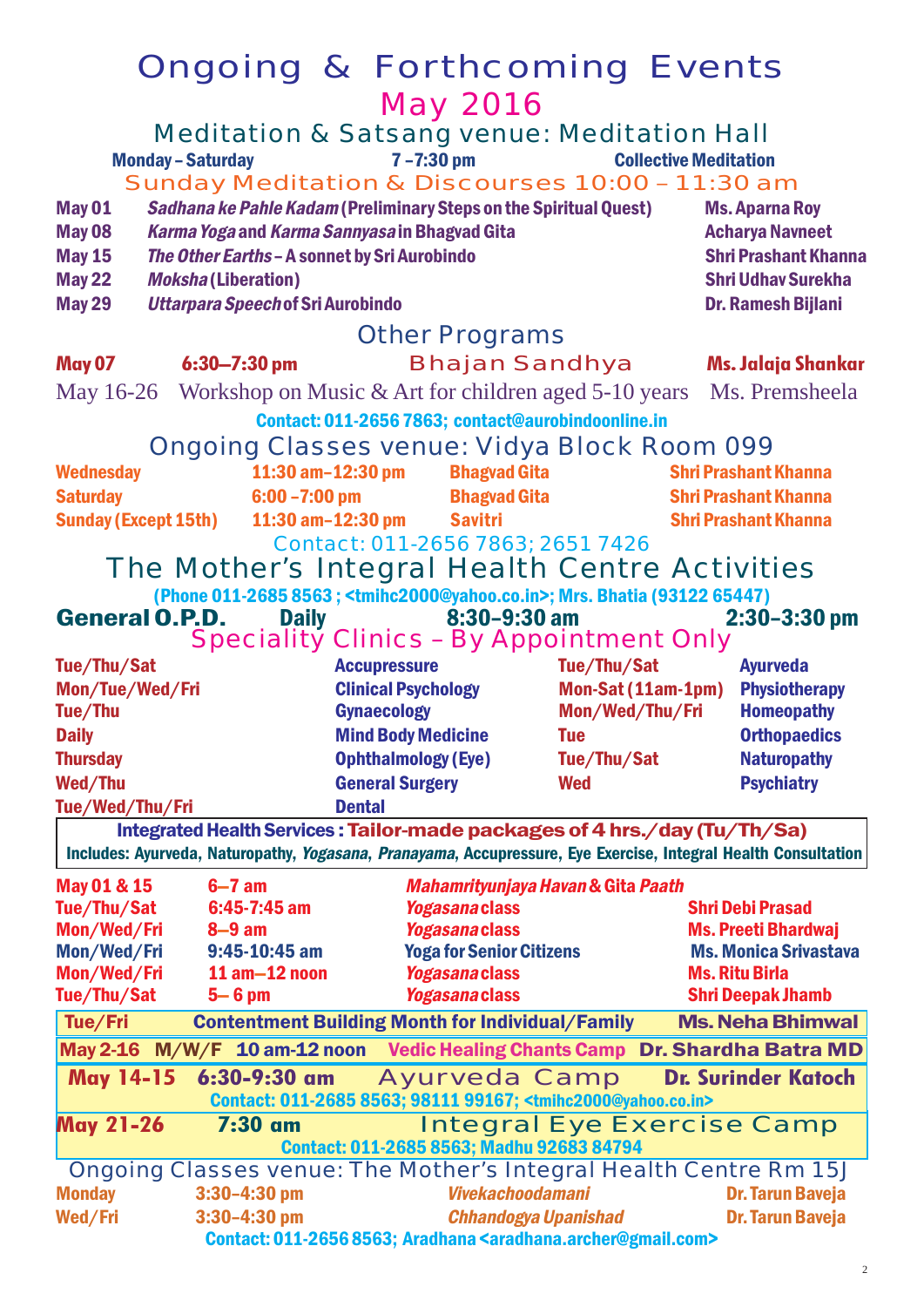# Ongoing & Forthcoming Events

## May 2016

### Meditation & Satsang venue: Meditation Hall

**Monday – Saturday** 7 –7:30 pm **Collective Meditation**

### Sunday Meditation & Discourses 10:00 – 11:30 am

| | | |
|---|---|---|
| **May 01** | ***Sadhana ke Pahle Kadam*** **(Preliminary Steps on the Spiritual Quest)** | **Ms. Aparna Roy** |
| **May 08** | ***Karma Yoga*** **and** ***Karma Sannyasa*** **in Bhagvad Gita** | **Acharya Navneet** |
| **May 15** | ***The Other Earths*** **– A sonnet by Sri Aurobindo** | **Shri Prashant Khanna** |
| **May 22** | ***Moksha*** **(Liberation)** | **Shri Udhav Surekha** |
| **May 29** | ***Uttarpara Speech*** **of Sri Aurobindo** | **Dr. Ramesh Bijlani** |

### Other Programs

**May 07** **6:30–7:30 pm** Bhajan Sandhya **Ms. Jalaja Shankar**

May 16-26 Workshop on Music & Art for children aged 5-10 years Ms. Premsheela

**Contact: 011-2656 7863; contact@aurobindoonline.in**

### Ongoing Classes venue: Vidya Block Room 099

| | | | |
|---|---|---|---|
| **Wednesday** | **11:30 am–12:30 pm** | **Bhagvad Gita** | **Shri Prashant Khanna** |
| **Saturday** | **6:00 –7:00 pm** | **Bhagvad Gita** | **Shri Prashant Khanna** |
| **Sunday (Except 15th)** | **11:30 am–12:30 pm** | **Savitri** | **Shri Prashant Khanna** |

Contact: 011-2656 7863; 2651 7426

## The Mother's Integral Health Centre Activities

**(Phone 011-2685 8563 ; <tmihc2000@yahoo.co.in>; Mrs. Bhatia (93122 65447)**

**General O.P.D.** **Daily** **8:30–9:30 am** **2:30–3:30 pm**

### Speciality Clinics – By Appointment Only

| | | | |
|---|---|---|---|
| **Tue/Thu/Sat** | **Accupressure** | **Tue/Thu/Sat** | **Ayurveda** |
| **Mon/Tue/Wed/Fri** | **Clinical Psychology** | **Mon-Sat (11am-1pm)** | **Physiotherapy** |
| **Tue/Thu** | **Gynaecology** | **Mon/Wed/Thu/Fri** | **Homeopathy** |
| **Daily** | **Mind Body Medicine** | **Tue** | **Orthopaedics** |
| **Thursday** | **Ophthalmology (Eye)** | **Tue/Thu/Sat** | **Naturopathy** |
| **Wed/Thu** | **General Surgery** | **Wed** | **Psychiatry** |
| **Tue/Wed/Thu/Fri** | **Dental** | | |

**Integrated Health Services : Tailor-made packages of 4 hrs./day (Tu/Th/Sa)**
**Includes: Ayurveda, Naturopathy, *Yogasana*, *Pranayama*, Accupressure, Eye Exercise, Integral Health Consultation**

| | | | |
|---|---|---|---|
| **May 01 & 15** | **6–7 am** | ***Mahamrityunjaya Havan*** **& Gita** ***Paath*** | |
| **Tue/Thu/Sat** | **6:45-7:45 am** | ***Yogasana*** **class** | **Shri Debi Prasad** |
| **Mon/Wed/Fri** | **8–9 am** | ***Yogasana*** **class** | **Ms. Preeti Bhardwaj** |
| **Mon/Wed/Fri** | **9:45-10:45 am** | **Yoga for Senior Citizens** | **Ms. Monica Srivastava** |
| **Mon/Wed/Fri** | **11 am–12 noon** | ***Yogasana*** **class** | **Ms. Ritu Birla** |
| **Tue/Thu/Sat** | **5– 6 pm** | ***Yogasana*** **class** | **Shri Deepak Jhamb** |

**Tue/Fri** **Contentment Building Month for Individual/Family** **Ms. Neha Bhimwal**

**May 2-16 M/W/F 10 am-12 noon** **Vedic Healing Chants Camp** **Dr. Shardha Batra MD**

**May 14-15** **6:30-9:30 am** Ayurveda Camp **Dr. Surinder Katoch**
**Contact: 011-2685 8563; 98111 99167; <tmihc2000@yahoo.co.in>**

**May 21-26** **7:30 am** Integral Eye Exercise Camp
**Contact: 011-2685 8563; Madhu 92683 84794**

### Ongoing Classes venue: The Mother's Integral Health Centre Rm 15J

| | | | |
|---|---|---|---|
| **Monday** | **3:30–4:30 pm** | ***Vivekachoodamani*** | **Dr. Tarun Baveja** |
| **Wed/Fri** | **3:30–4:30 pm** | ***Chhandogya Upanishad*** | **Dr. Tarun Baveja** |

**Contact: 011-2656 8563; Aradhana <aradhana.archer@gmail.com>**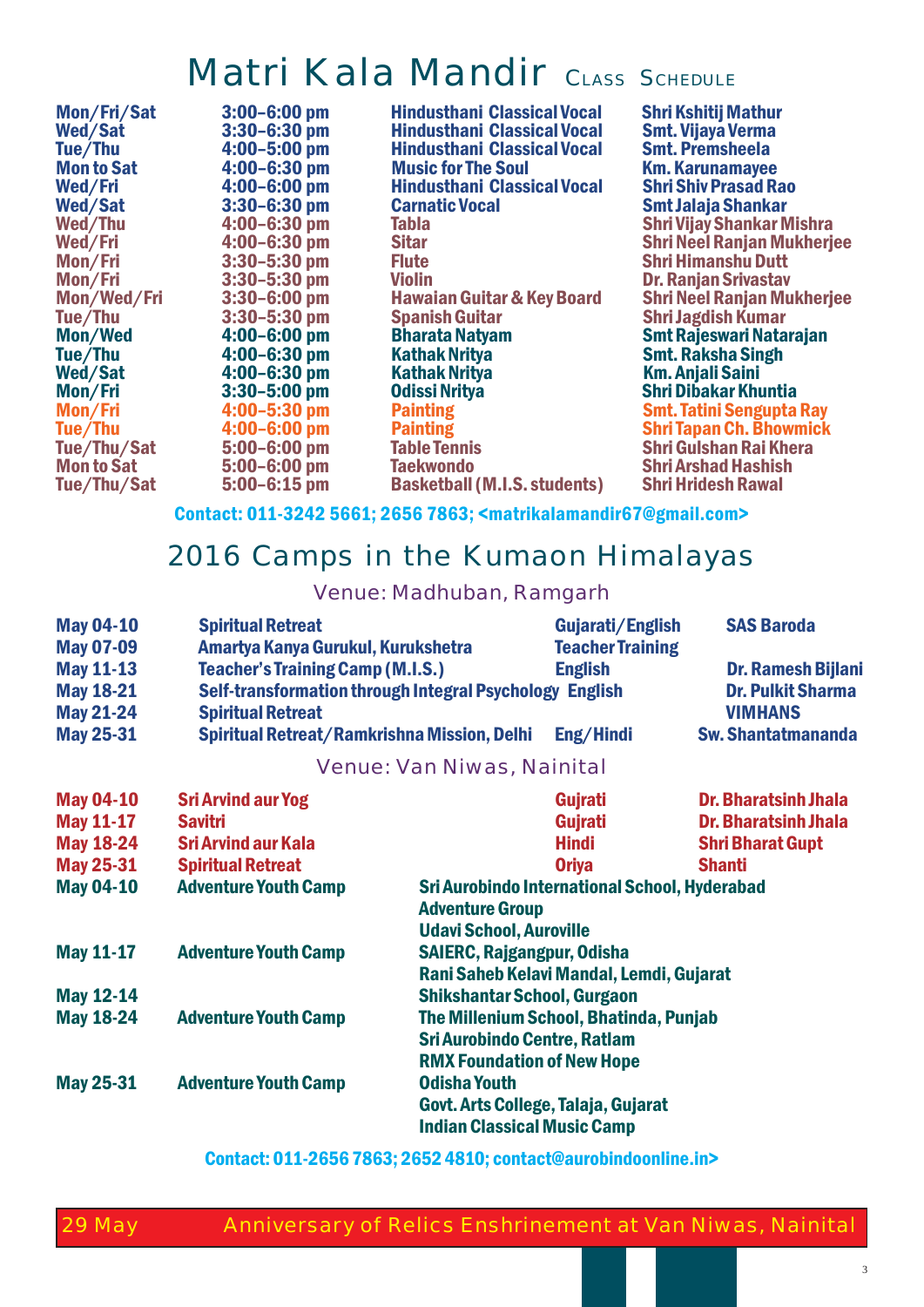# Matri Kala Mandir Class Schedule

| Days | Time | Class | Teacher |
|---|---|---|---|
| Mon/Fri/Sat | 3:00–6:00 pm | Hindusthani Classical Vocal | Shri Kshitij Mathur |
| Wed/Sat | 3:30–6:30 pm | Hindusthani Classical Vocal | Smt. Vijaya Verma |
| Tue/Thu | 4:00–5:00 pm | Hindusthani Classical Vocal | Smt. Premsheela |
| Mon to Sat | 4:00–6:30 pm | Music for The Soul | Km. Karunamayee |
| Wed/Fri | 4:00–6:00 pm | Hindusthani Classical Vocal | Shri Shiv Prasad Rao |
| Wed/Sat | 3:30–6:30 pm | Carnatic Vocal | Smt Jalaja Shankar |
| Wed/Thu | 4:00–6:30 pm | Tabla | Shri Vijay Shankar Mishra |
| Wed/Fri | 4:00–6:30 pm | Sitar | Shri Neel Ranjan Mukherjee |
| Mon/Fri | 3:30–5:30 pm | Flute | Shri Himanshu Dutt |
| Mon/Fri | 3:30–5:30 pm | Violin | Dr. Ranjan Srivastav |
| Mon/Wed/Fri | 3:30–6:00 pm | Hawaian Guitar & Key Board | Shri Neel Ranjan Mukherjee |
| Tue/Thu | 3:30–5:30 pm | Spanish Guitar | Shri Jagdish Kumar |
| Mon/Wed | 4:00–6:00 pm | Bharata Natyam | Smt Rajeswari Natarajan |
| Tue/Thu | 4:00–6:30 pm | Kathak Nritya | Smt. Raksha Singh |
| Wed/Sat | 4:00–6:30 pm | Kathak Nritya | Km. Anjali Saini |
| Mon/Fri | 3:30–5:00 pm | Odissi Nritya | Shri Dibakar Khuntia |
| Mon/Fri | 4:00–5:30 pm | Painting | Smt. Tatini Sengupta Ray |
| Tue/Thu | 4:00–6:00 pm | Painting | Shri Tapan Ch. Bhowmick |
| Tue/Thu/Sat | 5:00–6:00 pm | Table Tennis | Shri Gulshan Rai Khera |
| Mon to Sat | 5:00–6:00 pm | Taekwondo | Shri Arshad Hashish |
| Tue/Thu/Sat | 5:00–6:15 pm | Basketball (M.I.S. students) | Shri Hridesh Rawal |

**Contact: 011-3242 5661; 2656 7863; <matrikalamandir67@gmail.com>**

## 2016 Camps in the Kumaon Himalayas

### Venue: Madhuban, Ramgarh

| Dates | Programme | Language | Conducted by |
|---|---|---|---|
| May 04-10 | Spiritual Retreat | Gujarati/English | SAS Baroda |
| May 07-09 | Amartya Kanya Gurukul, Kurukshetra | Teacher Training | |
| May 11-13 | Teacher's Training Camp (M.I.S.) | English | Dr. Ramesh Bijlani |
| May 18-21 | Self-transformation through Integral Psychology | English | Dr. Pulkit Sharma |
| May 21-24 | Spiritual Retreat | | VIMHANS |
| May 25-31 | Spiritual Retreat/Ramkrishna Mission, Delhi | Eng/Hindi | Sw. Shantatmananda |

### Venue: Van Niwas, Nainital

| Dates | Programme | Language | Conducted by |
|---|---|---|---|
| May 04-10 | Sri Arvind aur Yog | Gujrati | Dr. Bharatsinh Jhala |
| May 11-17 | Savitri | Gujrati | Dr. Bharatsinh Jhala |
| May 18-24 | Sri Arvind aur Kala | Hindi | Shri Bharat Gupt |
| May 25-31 | Spiritual Retreat | Oriya | Shanti |

| Dates | Programme | Participants |
|---|---|---|
| May 04-10 | Adventure Youth Camp | Sri Aurobindo International School, Hyderabad<br>Adventure Group<br>Udavi School, Auroville |
| May 11-17 | Adventure Youth Camp | SAIERC, Rajgangpur, Odisha<br>Rani Saheb Kelavi Mandal, Lemdi, Gujarat |
| May 12-14 | | Shikshantar School, Gurgaon |
| May 18-24 | Adventure Youth Camp | The Millenium School, Bhatinda, Punjab<br>Sri Aurobindo Centre, Ratlam<br>RMX Foundation of New Hope |
| May 25-31 | Adventure Youth Camp | Odisha Youth<br>Govt. Arts College, Talaja, Gujarat<br>Indian Classical Music Camp |

**Contact: 011-2656 7863; 2652 4810; contact@aurobindoonline.in>**

**29 May — Anniversary of Relics Enshrinement at Van Niwas, Nainital**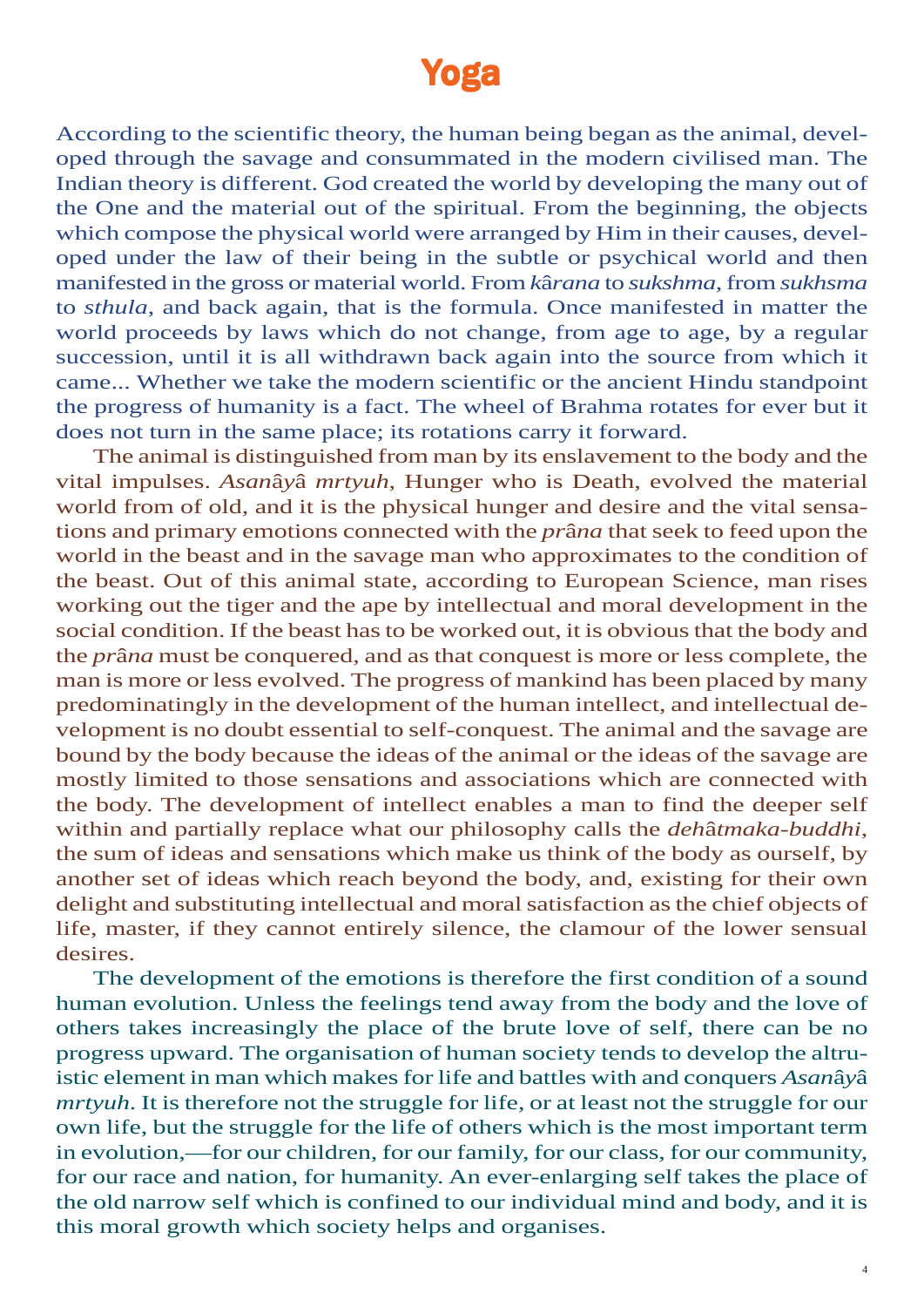# Yoga

According to the scientific theory, the human being began as the animal, developed through the savage and consummated in the modern civilised man. The Indian theory is different. God created the world by developing the many out of the One and the material out of the spiritual. From the beginning, the objects which compose the physical world were arranged by Him in their causes, developed under the law of their being in the subtle or psychical world and then manifested in the gross or material world. From *kârana* to *sukshma*, from *sukhsma* to *sthula*, and back again, that is the formula. Once manifested in matter the world proceeds by laws which do not change, from age to age, by a regular succession, until it is all withdrawn back again into the source from which it came... Whether we take the modern scientific or the ancient Hindu standpoint the progress of humanity is a fact. The wheel of Brahma rotates for ever but it does not turn in the same place; its rotations carry it forward.

The animal is distinguished from man by its enslavement to the body and the vital impulses. *Asanâyâ mrtyuh*, Hunger who is Death, evolved the material world from of old, and it is the physical hunger and desire and the vital sensations and primary emotions connected with the *prâna* that seek to feed upon the world in the beast and in the savage man who approximates to the condition of the beast. Out of this animal state, according to European Science, man rises working out the tiger and the ape by intellectual and moral development in the social condition. If the beast has to be worked out, it is obvious that the body and the *prâna* must be conquered, and as that conquest is more or less complete, the man is more or less evolved. The progress of mankind has been placed by many predominatingly in the development of the human intellect, and intellectual development is no doubt essential to self-conquest. The animal and the savage are bound by the body because the ideas of the animal or the ideas of the savage are mostly limited to those sensations and associations which are connected with the body. The development of intellect enables a man to find the deeper self within and partially replace what our philosophy calls the *dehâtmaka-buddhi*, the sum of ideas and sensations which make us think of the body as ourself, by another set of ideas which reach beyond the body, and, existing for their own delight and substituting intellectual and moral satisfaction as the chief objects of life, master, if they cannot entirely silence, the clamour of the lower sensual desires.

The development of the emotions is therefore the first condition of a sound human evolution. Unless the feelings tend away from the body and the love of others takes increasingly the place of the brute love of self, there can be no progress upward. The organisation of human society tends to develop the altruistic element in man which makes for life and battles with and conquers *Asanâyâ mrtyuh*. It is therefore not the struggle for life, or at least not the struggle for our own life, but the struggle for the life of others which is the most important term in evolution,—for our children, for our family, for our class, for our community, for our race and nation, for humanity. An ever-enlarging self takes the place of the old narrow self which is confined to our individual mind and body, and it is this moral growth which society helps and organises.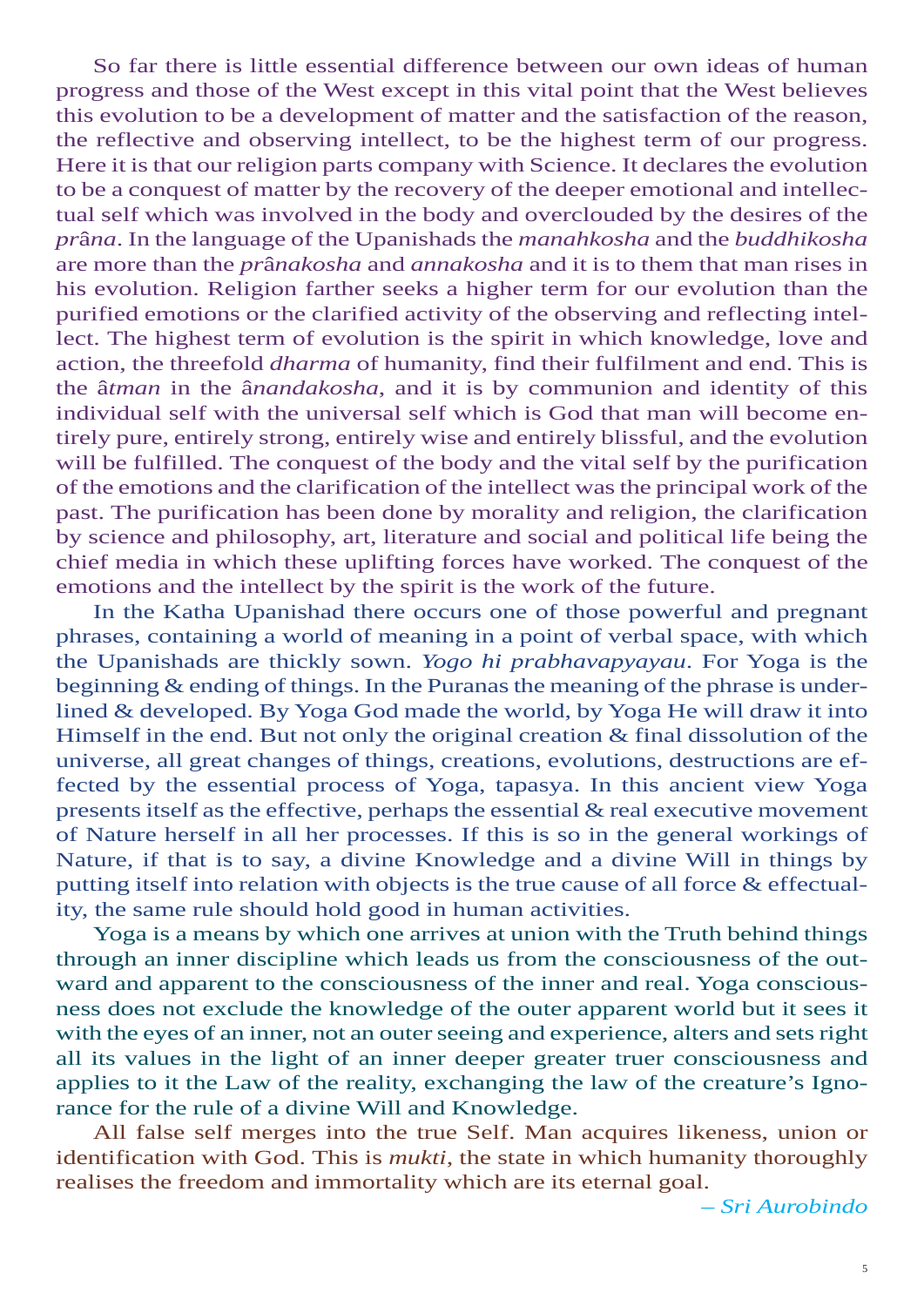So far there is little essential difference between our own ideas of human progress and those of the West except in this vital point that the West believes this evolution to be a development of matter and the satisfaction of the reason, the reflective and observing intellect, to be the highest term of our progress. Here it is that our religion parts company with Science. It declares the evolution to be a conquest of matter by the recovery of the deeper emotional and intellectual self which was involved in the body and overclouded by the desires of the *prâna*. In the language of the Upanishads the *manahkosha* and the *buddhikosha* are more than the *prânakosha* and *annakosha* and it is to them that man rises in his evolution. Religion farther seeks a higher term for our evolution than the purified emotions or the clarified activity of the observing and reflecting intellect. The highest term of evolution is the spirit in which knowledge, love and action, the threefold *dharma* of humanity, find their fulfilment and end. This is the â*tman* in the â*nandakosha*, and it is by communion and identity of this individual self with the universal self which is God that man will become entirely pure, entirely strong, entirely wise and entirely blissful, and the evolution will be fulfilled. The conquest of the body and the vital self by the purification of the emotions and the clarification of the intellect was the principal work of the past. The purification has been done by morality and religion, the clarification by science and philosophy, art, literature and social and political life being the chief media in which these uplifting forces have worked. The conquest of the emotions and the intellect by the spirit is the work of the future.

In the Katha Upanishad there occurs one of those powerful and pregnant phrases, containing a world of meaning in a point of verbal space, with which the Upanishads are thickly sown. *Yogo hi prabhavapyayau*. For Yoga is the beginning & ending of things. In the Puranas the meaning of the phrase is underlined & developed. By Yoga God made the world, by Yoga He will draw it into Himself in the end. But not only the original creation & final dissolution of the universe, all great changes of things, creations, evolutions, destructions are effected by the essential process of Yoga, tapasya. In this ancient view Yoga presents itself as the effective, perhaps the essential & real executive movement of Nature herself in all her processes. If this is so in the general workings of Nature, if that is to say, a divine Knowledge and a divine Will in things by putting itself into relation with objects is the true cause of all force & effectuality, the same rule should hold good in human activities.

Yoga is a means by which one arrives at union with the Truth behind things through an inner discipline which leads us from the consciousness of the outward and apparent to the consciousness of the inner and real. Yoga consciousness does not exclude the knowledge of the outer apparent world but it sees it with the eyes of an inner, not an outer seeing and experience, alters and sets right all its values in the light of an inner deeper greater truer consciousness and applies to it the Law of the reality, exchanging the law of the creature's Ignorance for the rule of a divine Will and Knowledge.

All false self merges into the true Self. Man acquires likeness, union or identification with God. This is *mukti*, the state in which humanity thoroughly realises the freedom and immortality which are its eternal goal.

*– Sri Aurobindo*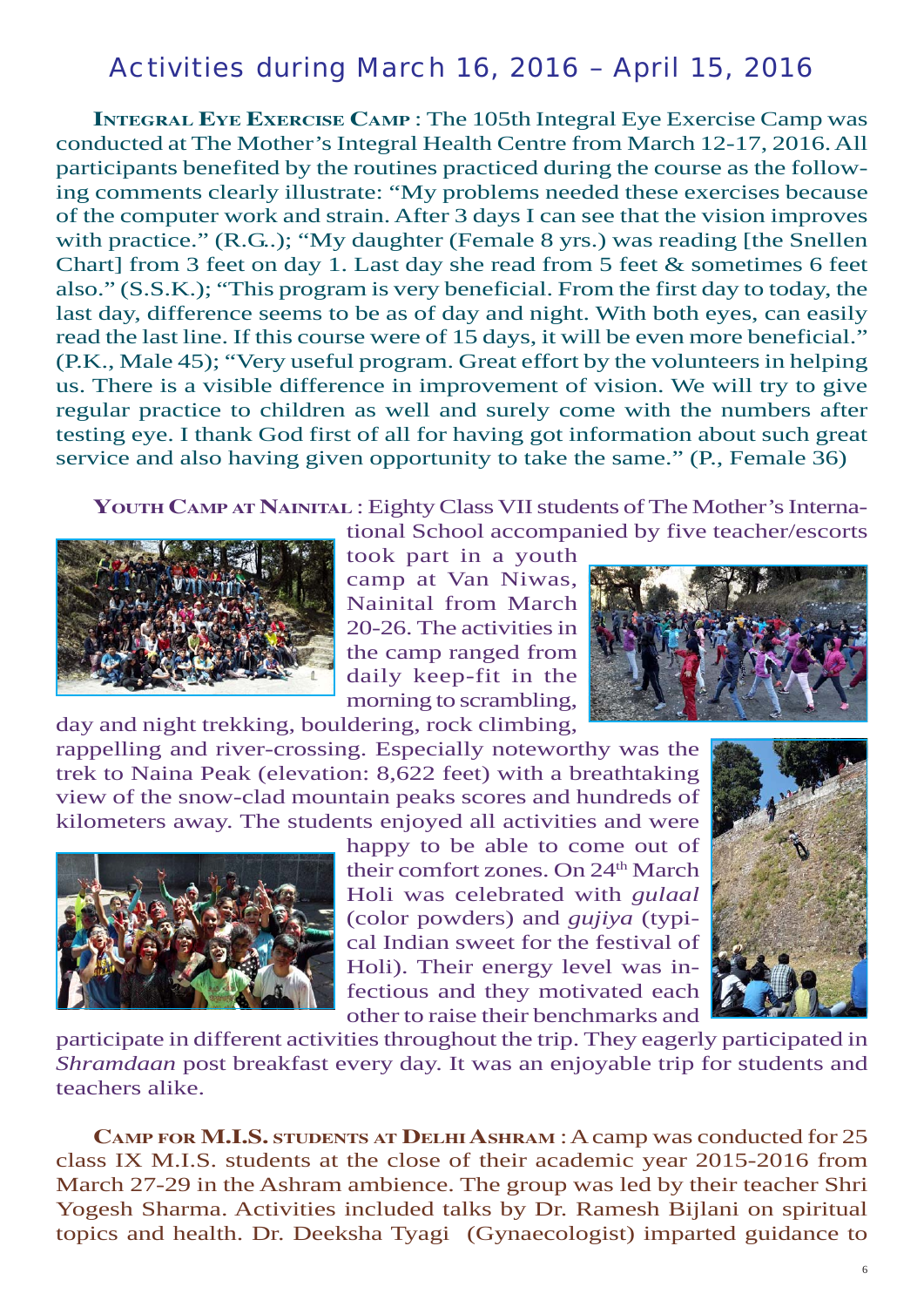## Activities during March 16, 2016 – April 15, 2016

**Integral Eye Exercise Camp** : The 105th Integral Eye Exercise Camp was conducted at The Mother's Integral Health Centre from March 12-17, 2016. All participants benefited by the routines practiced during the course as the following comments clearly illustrate: "My problems needed these exercises because of the computer work and strain. After 3 days I can see that the vision improves with practice." (R.G..); "My daughter (Female 8 yrs.) was reading [the Snellen Chart] from 3 feet on day 1. Last day she read from 5 feet & sometimes 6 feet also." (S.S.K.); "This program is very beneficial. From the first day to today, the last day, difference seems to be as of day and night. With both eyes, can easily read the last line. If this course were of 15 days, it will be even more beneficial." (P.K., Male 45); "Very useful program. Great effort by the volunteers in helping us. There is a visible difference in improvement of vision. We will try to give regular practice to children as well and surely come with the numbers after testing eye. I thank God first of all for having got information about such great service and also having given opportunity to take the same." (P., Female 36)

**Youth Camp at Nainital** : Eighty Class VII students of The Mother's International School accompanied by five teacher/escorts took part in a youth camp at Van Niwas, Nainital from March 20-26. The activities in the camp ranged from daily keep-fit in the morning to scrambling, day and night trekking, bouldering, rock climbing, rappelling and river-crossing. Especially noteworthy was the trek to Naina Peak (elevation: 8,622 feet) with a breathtaking view of the snow-clad mountain peaks scores and hundreds of kilometers away. The students enjoyed all activities and were happy to be able to come out of their comfort zones. On 24th March Holi was celebrated with *gulaal* (color powders) and *gujiya* (typical Indian sweet for the festival of Holi). Their energy level was infectious and they motivated each other to raise their benchmarks and participate in different activities throughout the trip. They eagerly participated in *Shramdaan* post breakfast every day. It was an enjoyable trip for students and teachers alike.

**Camp for M.I.S. students at Delhi Ashram** : A camp was conducted for 25 class IX M.I.S. students at the close of their academic year 2015-2016 from March 27-29 in the Ashram ambience. The group was led by their teacher Shri Yogesh Sharma. Activities included talks by Dr. Ramesh Bijlani on spiritual topics and health. Dr. Deeksha Tyagi (Gynaecologist) imparted guidance to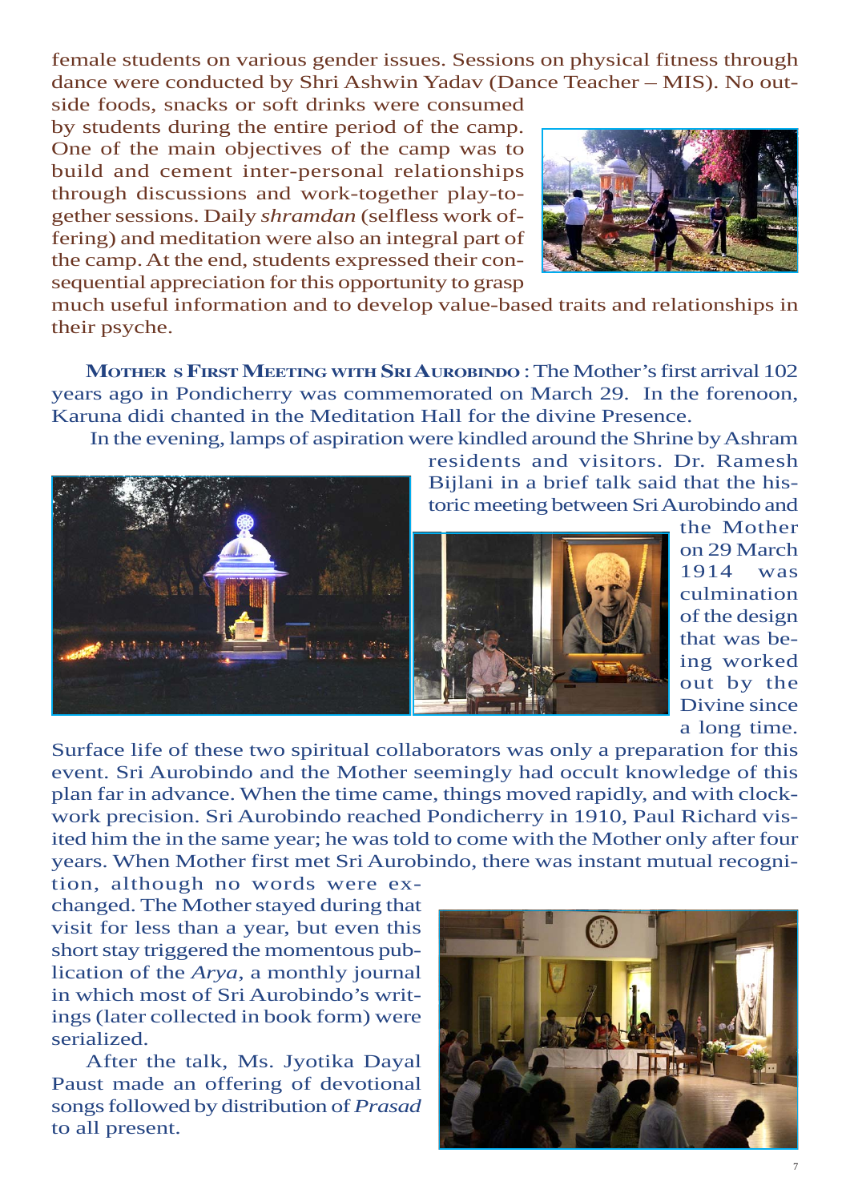female students on various gender issues. Sessions on physical fitness through dance were conducted by Shri Ashwin Yadav (Dance Teacher – MIS). No outside foods, snacks or soft drinks were consumed by students during the entire period of the camp. One of the main objectives of the camp was to build and cement inter-personal relationships through discussions and work-together play-together sessions. Daily *shramdan* (selfless work offering) and meditation were also an integral part of the camp. At the end, students expressed their consequential appreciation for this opportunity to grasp much useful information and to develop value-based traits and relationships in their psyche.

**MOTHER S FIRST MEETING WITH SRI AUROBINDO** : The Mother's first arrival 102 years ago in Pondicherry was commemorated on March 29. In the forenoon, Karuna didi chanted in the Meditation Hall for the divine Presence.

In the evening, lamps of aspiration were kindled around the Shrine by Ashram residents and visitors. Dr. Ramesh Bijlani in a brief talk said that the historic meeting between Sri Aurobindo and the Mother on 29 March 1914 was culmination of the design that was being worked out by the Divine since a long time. Surface life of these two spiritual collaborators was only a preparation for this event. Sri Aurobindo and the Mother seemingly had occult knowledge of this plan far in advance. When the time came, things moved rapidly, and with clockwork precision. Sri Aurobindo reached Pondicherry in 1910, Paul Richard visited him the in the same year; he was told to come with the Mother only after four years. When Mother first met Sri Aurobindo, there was instant mutual recognition, although no words were exchanged. The Mother stayed during that visit for less than a year, but even this short stay triggered the momentous publication of the *Arya*, a monthly journal in which most of Sri Aurobindo's writings (later collected in book form) were serialized.

After the talk, Ms. Jyotika Dayal Paust made an offering of devotional songs followed by distribution of *Prasad* to all present.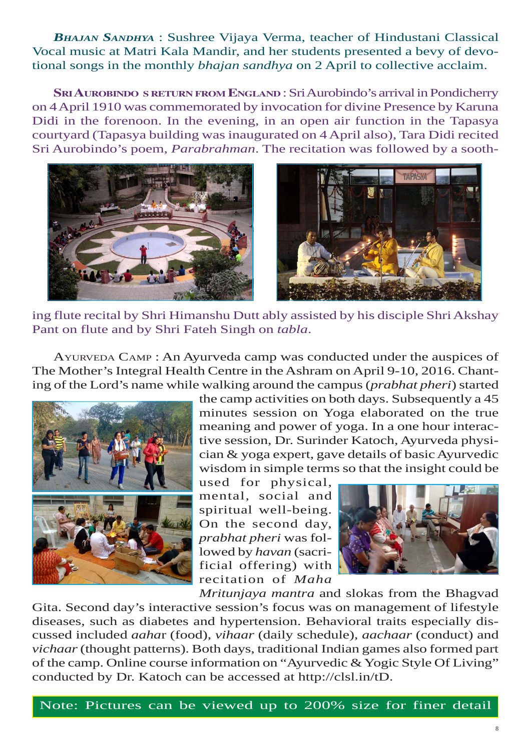***Bhajan Sandhya*** : Sushree Vijaya Verma, teacher of Hindustani Classical Vocal music at Matri Kala Mandir, and her students presented a bevy of devotional songs in the monthly *bhajan sandhya* on 2 April to collective acclaim.

**Sri Aurobindo s return from England** : Sri Aurobindo's arrival in Pondicherry on 4 April 1910 was commemorated by invocation for divine Presence by Karuna Didi in the forenoon. In the evening, in an open air function in the Tapasya courtyard (Tapasya building was inaugurated on 4 April also), Tara Didi recited Sri Aurobindo's poem, *Parabrahman*. The recitation was followed by a soothing flute recital by Shri Himanshu Dutt ably assisted by his disciple Shri Akshay Pant on flute and by Shri Fateh Singh on *tabla*.

Ayurveda Camp : An Ayurveda camp was conducted under the auspices of The Mother's Integral Health Centre in the Ashram on April 9-10, 2016. Chanting of the Lord's name while walking around the campus (*prabhat pheri*) started the camp activities on both days. Subsequently a 45 minutes session on Yoga elaborated on the true meaning and power of yoga. In a one hour interactive session, Dr. Surinder Katoch, Ayurveda physician & yoga expert, gave details of basic Ayurvedic wisdom in simple terms so that the insight could be used for physical, mental, social and spiritual well-being. On the second day, *prabhat pheri* was followed by *havan* (sacrificial offering) with recitation of *Maha Mritunjaya mantra* and slokas from the Bhagvad Gita. Second day's interactive session's focus was on management of lifestyle diseases, such as diabetes and hypertension. Behavioral traits especially discussed included *aahar* (food), *vihaar* (daily schedule), *aachaar* (conduct) and *vichaar* (thought patterns). Both days, traditional Indian games also formed part of the camp. Online course information on "Ayurvedic & Yogic Style Of Living" conducted by Dr. Katoch can be accessed at http://clsl.in/tD.

Note: Pictures can be viewed up to 200% size for finer detail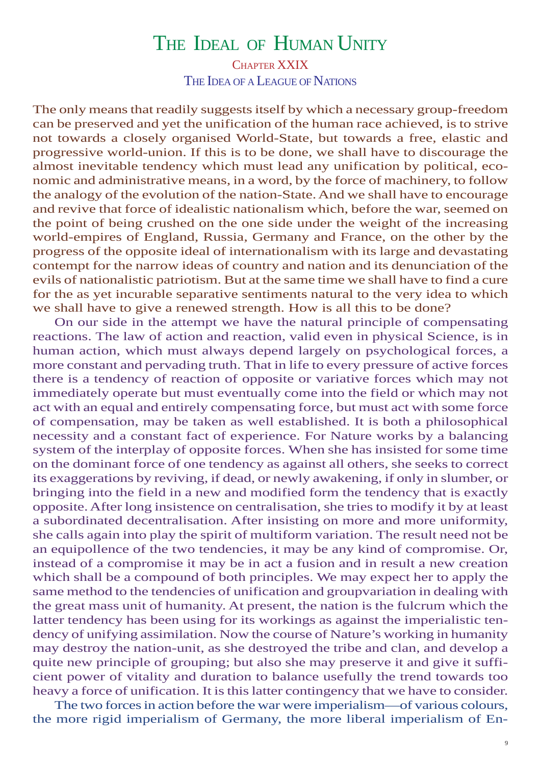# The Ideal of Human Unity

## Chapter XXIX

## The Idea of a League of Nations

The only means that readily suggests itself by which a necessary group-freedom can be preserved and yet the unification of the human race achieved, is to strive not towards a closely organised World-State, but towards a free, elastic and progressive world-union. If this is to be done, we shall have to discourage the almost inevitable tendency which must lead any unification by political, economic and administrative means, in a word, by the force of machinery, to follow the analogy of the evolution of the nation-State. And we shall have to encourage and revive that force of idealistic nationalism which, before the war, seemed on the point of being crushed on the one side under the weight of the increasing world-empires of England, Russia, Germany and France, on the other by the progress of the opposite ideal of internationalism with its large and devastating contempt for the narrow ideas of country and nation and its denunciation of the evils of nationalistic patriotism. But at the same time we shall have to find a cure for the as yet incurable separative sentiments natural to the very idea to which we shall have to give a renewed strength. How is all this to be done?

On our side in the attempt we have the natural principle of compensating reactions. The law of action and reaction, valid even in physical Science, is in human action, which must always depend largely on psychological forces, a more constant and pervading truth. That in life to every pressure of active forces there is a tendency of reaction of opposite or variative forces which may not immediately operate but must eventually come into the field or which may not act with an equal and entirely compensating force, but must act with some force of compensation, may be taken as well established. It is both a philosophical necessity and a constant fact of experience. For Nature works by a balancing system of the interplay of opposite forces. When she has insisted for some time on the dominant force of one tendency as against all others, she seeks to correct its exaggerations by reviving, if dead, or newly awakening, if only in slumber, or bringing into the field in a new and modified form the tendency that is exactly opposite. After long insistence on centralisation, she tries to modify it by at least a subordinated decentralisation. After insisting on more and more uniformity, she calls again into play the spirit of multiform variation. The result need not be an equipollence of the two tendencies, it may be any kind of compromise. Or, instead of a compromise it may be in act a fusion and in result a new creation which shall be a compound of both principles. We may expect her to apply the same method to the tendencies of unification and groupvariation in dealing with the great mass unit of humanity. At present, the nation is the fulcrum which the latter tendency has been using for its workings as against the imperialistic tendency of unifying assimilation. Now the course of Nature's working in humanity may destroy the nation-unit, as she destroyed the tribe and clan, and develop a quite new principle of grouping; but also she may preserve it and give it sufficient power of vitality and duration to balance usefully the trend towards too heavy a force of unification. It is this latter contingency that we have to consider.

The two forces in action before the war were imperialism—of various colours, the more rigid imperialism of Germany, the more liberal imperialism of En-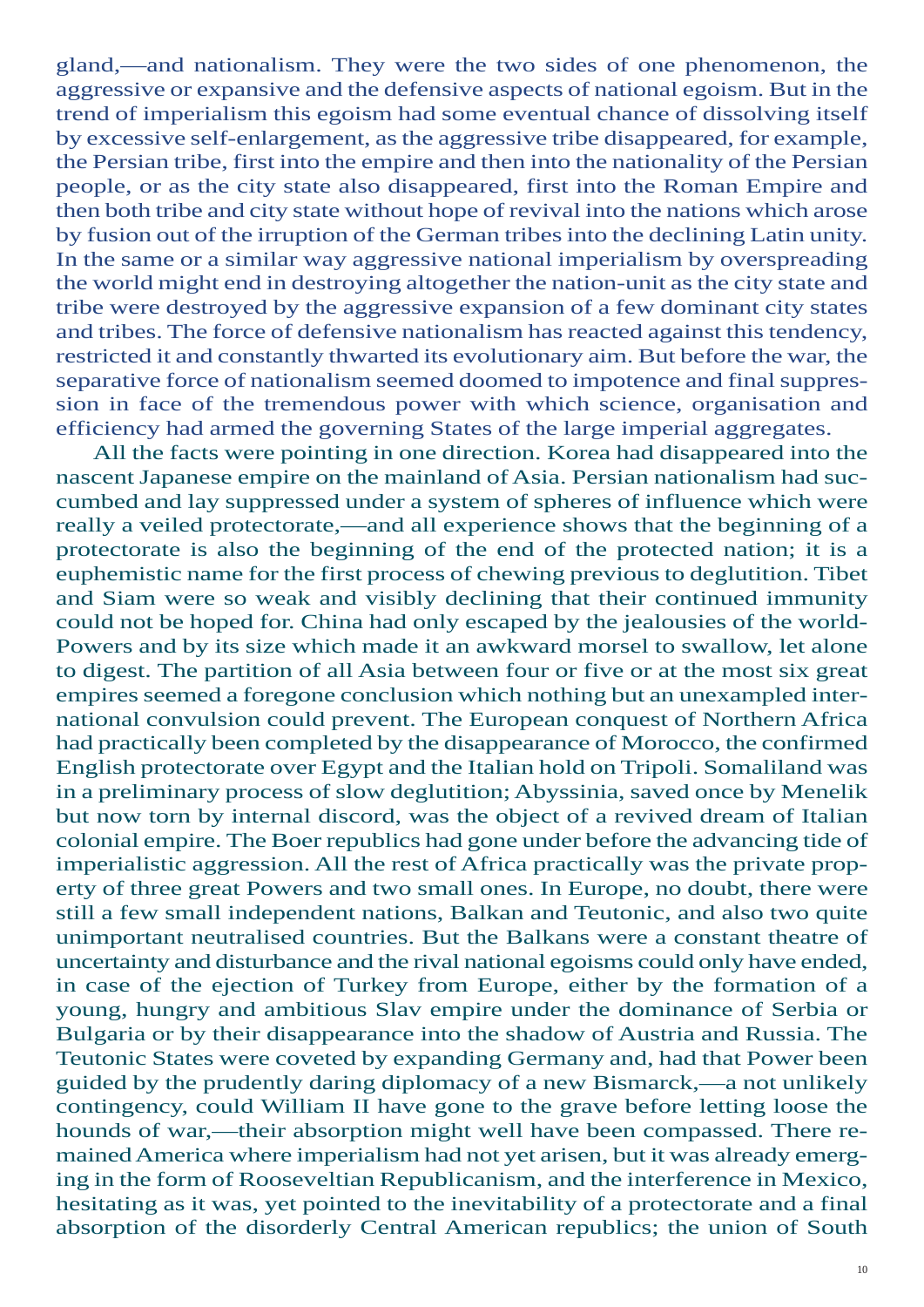gland,—and nationalism. They were the two sides of one phenomenon, the aggressive or expansive and the defensive aspects of national egoism. But in the trend of imperialism this egoism had some eventual chance of dissolving itself by excessive self-enlargement, as the aggressive tribe disappeared, for example, the Persian tribe, first into the empire and then into the nationality of the Persian people, or as the city state also disappeared, first into the Roman Empire and then both tribe and city state without hope of revival into the nations which arose by fusion out of the irruption of the German tribes into the declining Latin unity. In the same or a similar way aggressive national imperialism by overspreading the world might end in destroying altogether the nation-unit as the city state and tribe were destroyed by the aggressive expansion of a few dominant city states and tribes. The force of defensive nationalism has reacted against this tendency, restricted it and constantly thwarted its evolutionary aim. But before the war, the separative force of nationalism seemed doomed to impotence and final suppression in face of the tremendous power with which science, organisation and efficiency had armed the governing States of the large imperial aggregates.

All the facts were pointing in one direction. Korea had disappeared into the nascent Japanese empire on the mainland of Asia. Persian nationalism had succumbed and lay suppressed under a system of spheres of influence which were really a veiled protectorate,—and all experience shows that the beginning of a protectorate is also the beginning of the end of the protected nation; it is a euphemistic name for the first process of chewing previous to deglutition. Tibet and Siam were so weak and visibly declining that their continued immunity could not be hoped for. China had only escaped by the jealousies of the world-Powers and by its size which made it an awkward morsel to swallow, let alone to digest. The partition of all Asia between four or five or at the most six great empires seemed a foregone conclusion which nothing but an unexampled international convulsion could prevent. The European conquest of Northern Africa had practically been completed by the disappearance of Morocco, the confirmed English protectorate over Egypt and the Italian hold on Tripoli. Somaliland was in a preliminary process of slow deglutition; Abyssinia, saved once by Menelik but now torn by internal discord, was the object of a revived dream of Italian colonial empire. The Boer republics had gone under before the advancing tide of imperialistic aggression. All the rest of Africa practically was the private property of three great Powers and two small ones. In Europe, no doubt, there were still a few small independent nations, Balkan and Teutonic, and also two quite unimportant neutralised countries. But the Balkans were a constant theatre of uncertainty and disturbance and the rival national egoisms could only have ended, in case of the ejection of Turkey from Europe, either by the formation of a young, hungry and ambitious Slav empire under the dominance of Serbia or Bulgaria or by their disappearance into the shadow of Austria and Russia. The Teutonic States were coveted by expanding Germany and, had that Power been guided by the prudently daring diplomacy of a new Bismarck,—a not unlikely contingency, could William II have gone to the grave before letting loose the hounds of war,—their absorption might well have been compassed. There remained America where imperialism had not yet arisen, but it was already emerging in the form of Rooseveltian Republicanism, and the interference in Mexico, hesitating as it was, yet pointed to the inevitability of a protectorate and a final absorption of the disorderly Central American republics; the union of South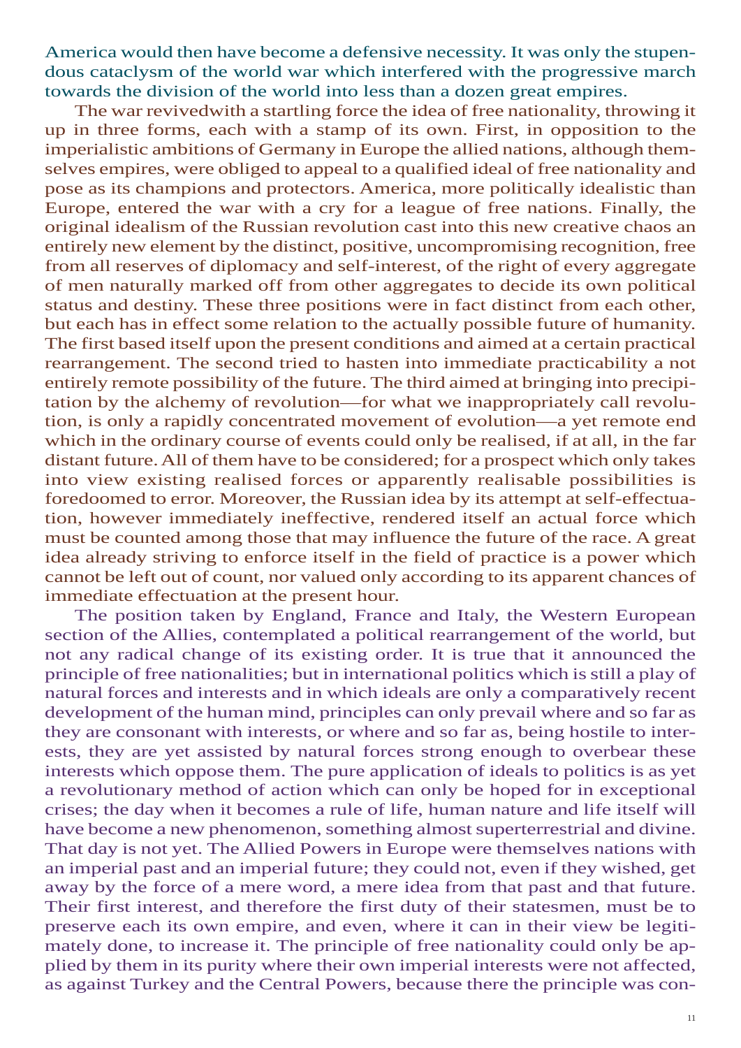America would then have become a defensive necessity. It was only the stupendous cataclysm of the world war which interfered with the progressive march towards the division of the world into less than a dozen great empires.

The war revivedwith a startling force the idea of free nationality, throwing it up in three forms, each with a stamp of its own. First, in opposition to the imperialistic ambitions of Germany in Europe the allied nations, although themselves empires, were obliged to appeal to a qualified ideal of free nationality and pose as its champions and protectors. America, more politically idealistic than Europe, entered the war with a cry for a league of free nations. Finally, the original idealism of the Russian revolution cast into this new creative chaos an entirely new element by the distinct, positive, uncompromising recognition, free from all reserves of diplomacy and self-interest, of the right of every aggregate of men naturally marked off from other aggregates to decide its own political status and destiny. These three positions were in fact distinct from each other, but each has in effect some relation to the actually possible future of humanity. The first based itself upon the present conditions and aimed at a certain practical rearrangement. The second tried to hasten into immediate practicability a not entirely remote possibility of the future. The third aimed at bringing into precipitation by the alchemy of revolution—for what we inappropriately call revolution, is only a rapidly concentrated movement of evolution—a yet remote end which in the ordinary course of events could only be realised, if at all, in the far distant future. All of them have to be considered; for a prospect which only takes into view existing realised forces or apparently realisable possibilities is foredoomed to error. Moreover, the Russian idea by its attempt at self-effectuation, however immediately ineffective, rendered itself an actual force which must be counted among those that may influence the future of the race. A great idea already striving to enforce itself in the field of practice is a power which cannot be left out of count, nor valued only according to its apparent chances of immediate effectuation at the present hour.

The position taken by England, France and Italy, the Western European section of the Allies, contemplated a political rearrangement of the world, but not any radical change of its existing order. It is true that it announced the principle of free nationalities; but in international politics which is still a play of natural forces and interests and in which ideals are only a comparatively recent development of the human mind, principles can only prevail where and so far as they are consonant with interests, or where and so far as, being hostile to interests, they are yet assisted by natural forces strong enough to overbear these interests which oppose them. The pure application of ideals to politics is as yet a revolutionary method of action which can only be hoped for in exceptional crises; the day when it becomes a rule of life, human nature and life itself will have become a new phenomenon, something almost superterrestrial and divine. That day is not yet. The Allied Powers in Europe were themselves nations with an imperial past and an imperial future; they could not, even if they wished, get away by the force of a mere word, a mere idea from that past and that future. Their first interest, and therefore the first duty of their statesmen, must be to preserve each its own empire, and even, where it can in their view be legitimately done, to increase it. The principle of free nationality could only be applied by them in its purity where their own imperial interests were not affected, as against Turkey and the Central Powers, because there the principle was con-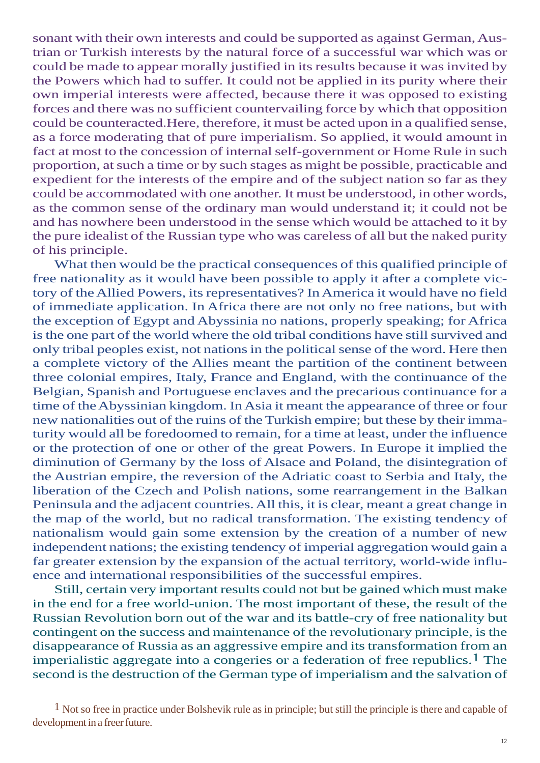sonant with their own interests and could be supported as against German, Austrian or Turkish interests by the natural force of a successful war which was or could be made to appear morally justified in its results because it was invited by the Powers which had to suffer. It could not be applied in its purity where their own imperial interests were affected, because there it was opposed to existing forces and there was no sufficient countervailing force by which that opposition could be counteracted.Here, therefore, it must be acted upon in a qualified sense, as a force moderating that of pure imperialism. So applied, it would amount in fact at most to the concession of internal self-government or Home Rule in such proportion, at such a time or by such stages as might be possible, practicable and expedient for the interests of the empire and of the subject nation so far as they could be accommodated with one another. It must be understood, in other words, as the common sense of the ordinary man would understand it; it could not be and has nowhere been understood in the sense which would be attached to it by the pure idealist of the Russian type who was careless of all but the naked purity of his principle.

What then would be the practical consequences of this qualified principle of free nationality as it would have been possible to apply it after a complete victory of the Allied Powers, its representatives? In America it would have no field of immediate application. In Africa there are not only no free nations, but with the exception of Egypt and Abyssinia no nations, properly speaking; for Africa is the one part of the world where the old tribal conditions have still survived and only tribal peoples exist, not nations in the political sense of the word. Here then a complete victory of the Allies meant the partition of the continent between three colonial empires, Italy, France and England, with the continuance of the Belgian, Spanish and Portuguese enclaves and the precarious continuance for a time of the Abyssinian kingdom. In Asia it meant the appearance of three or four new nationalities out of the ruins of the Turkish empire; but these by their immaturity would all be foredoomed to remain, for a time at least, under the influence or the protection of one or other of the great Powers. In Europe it implied the diminution of Germany by the loss of Alsace and Poland, the disintegration of the Austrian empire, the reversion of the Adriatic coast to Serbia and Italy, the liberation of the Czech and Polish nations, some rearrangement in the Balkan Peninsula and the adjacent countries. All this, it is clear, meant a great change in the map of the world, but no radical transformation. The existing tendency of nationalism would gain some extension by the creation of a number of new independent nations; the existing tendency of imperial aggregation would gain a far greater extension by the expansion of the actual territory, world-wide influence and international responsibilities of the successful empires.

Still, certain very important results could not but be gained which must make in the end for a free world-union. The most important of these, the result of the Russian Revolution born out of the war and its battle-cry of free nationality but contingent on the success and maintenance of the revolutionary principle, is the disappearance of Russia as an aggressive empire and its transformation from an imperialistic aggregate into a congeries or a federation of free republics.[1] The second is the destruction of the German type of imperialism and the salvation of

[1] Not so free in practice under Bolshevik rule as in principle; but still the principle is there and capable of development in a freer future.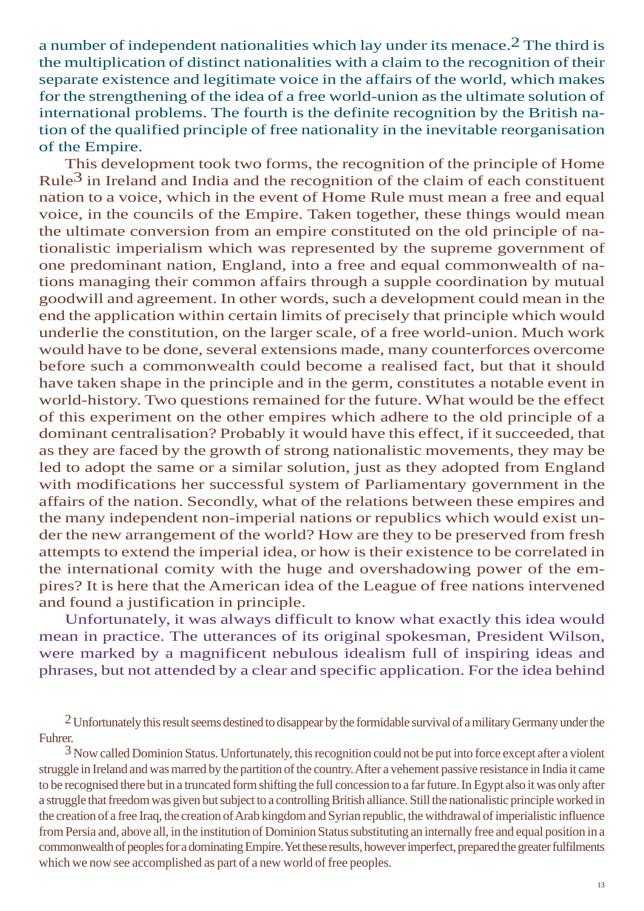a number of independent nationalities which lay under its menace.[2] The third is the multiplication of distinct nationalities with a claim to the recognition of their separate existence and legitimate voice in the affairs of the world, which makes for the strengthening of the idea of a free world-union as the ultimate solution of international problems. The fourth is the definite recognition by the British nation of the qualified principle of free nationality in the inevitable reorganisation of the Empire.

This development took two forms, the recognition of the principle of Home Rule[3] in Ireland and India and the recognition of the claim of each constituent nation to a voice, which in the event of Home Rule must mean a free and equal voice, in the councils of the Empire. Taken together, these things would mean the ultimate conversion from an empire constituted on the old principle of nationalistic imperialism which was represented by the supreme government of one predominant nation, England, into a free and equal commonwealth of nations managing their common affairs through a supple coordination by mutual goodwill and agreement. In other words, such a development could mean in the end the application within certain limits of precisely that principle which would underlie the constitution, on the larger scale, of a free world-union. Much work would have to be done, several extensions made, many counterforces overcome before such a commonwealth could become a realised fact, but that it should have taken shape in the principle and in the germ, constitutes a notable event in world-history. Two questions remained for the future. What would be the effect of this experiment on the other empires which adhere to the old principle of a dominant centralisation? Probably it would have this effect, if it succeeded, that as they are faced by the growth of strong nationalistic movements, they may be led to adopt the same or a similar solution, just as they adopted from England with modifications her successful system of Parliamentary government in the affairs of the nation. Secondly, what of the relations between these empires and the many independent non-imperial nations or republics which would exist under the new arrangement of the world? How are they to be preserved from fresh attempts to extend the imperial idea, or how is their existence to be correlated in the international comity with the huge and overshadowing power of the empires? It is here that the American idea of the League of free nations intervened and found a justification in principle.

Unfortunately, it was always difficult to know what exactly this idea would mean in practice. The utterances of its original spokesman, President Wilson, were marked by a magnificent nebulous idealism full of inspiring ideas and phrases, but not attended by a clear and specific application. For the idea behind

[2] Unfortunately this result seems destined to disappear by the formidable survival of a military Germany under the Fuhrer.

[3] Now called Dominion Status. Unfortunately, this recognition could not be put into force except after a violent struggle in Ireland and was marred by the partition of the country. After a vehement passive resistance in India it came to be recognised there but in a truncated form shifting the full concession to a far future. In Egypt also it was only after a struggle that freedom was given but subject to a controlling British alliance. Still the nationalistic principle worked in the creation of a free Iraq, the creation of Arab kingdom and Syrian republic, the withdrawal of imperialistic influence from Persia and, above all, in the institution of Dominion Status substituting an internally free and equal position in a commonwealth of peoples for a dominating Empire. Yet these results, however imperfect, prepared the greater fulfilments which we now see accomplished as part of a new world of free peoples.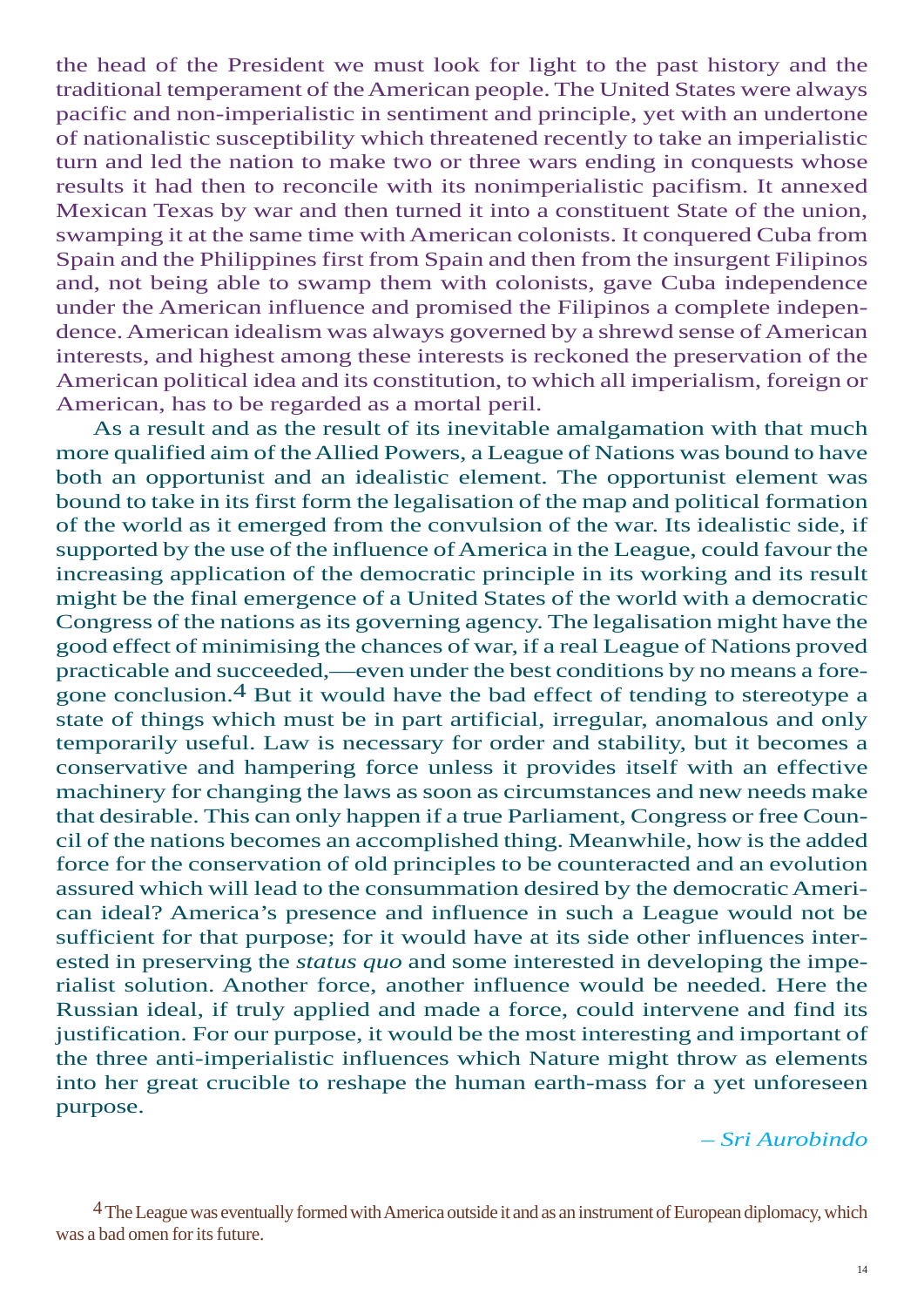the head of the President we must look for light to the past history and the traditional temperament of the American people. The United States were always pacific and non-imperialistic in sentiment and principle, yet with an undertone of nationalistic susceptibility which threatened recently to take an imperialistic turn and led the nation to make two or three wars ending in conquests whose results it had then to reconcile with its nonimperialistic pacifism. It annexed Mexican Texas by war and then turned it into a constituent State of the union, swamping it at the same time with American colonists. It conquered Cuba from Spain and the Philippines first from Spain and then from the insurgent Filipinos and, not being able to swamp them with colonists, gave Cuba independence under the American influence and promised the Filipinos a complete independence. American idealism was always governed by a shrewd sense of American interests, and highest among these interests is reckoned the preservation of the American political idea and its constitution, to which all imperialism, foreign or American, has to be regarded as a mortal peril.

As a result and as the result of its inevitable amalgamation with that much more qualified aim of the Allied Powers, a League of Nations was bound to have both an opportunist and an idealistic element. The opportunist element was bound to take in its first form the legalisation of the map and political formation of the world as it emerged from the convulsion of the war. Its idealistic side, if supported by the use of the influence of America in the League, could favour the increasing application of the democratic principle in its working and its result might be the final emergence of a United States of the world with a democratic Congress of the nations as its governing agency. The legalisation might have the good effect of minimising the chances of war, if a real League of Nations proved practicable and succeeded,—even under the best conditions by no means a foregone conclusion.[4] But it would have the bad effect of tending to stereotype a state of things which must be in part artificial, irregular, anomalous and only temporarily useful. Law is necessary for order and stability, but it becomes a conservative and hampering force unless it provides itself with an effective machinery for changing the laws as soon as circumstances and new needs make that desirable. This can only happen if a true Parliament, Congress or free Council of the nations becomes an accomplished thing. Meanwhile, how is the added force for the conservation of old principles to be counteracted and an evolution assured which will lead to the consummation desired by the democratic American ideal? America's presence and influence in such a League would not be sufficient for that purpose; for it would have at its side other influences interested in preserving the *status quo* and some interested in developing the imperialist solution. Another force, another influence would be needed. Here the Russian ideal, if truly applied and made a force, could intervene and find its justification. For our purpose, it would be the most interesting and important of the three anti-imperialistic influences which Nature might throw as elements into her great crucible to reshape the human earth-mass for a yet unforeseen purpose.

*– Sri Aurobindo*

[4] The League was eventually formed with America outside it and as an instrument of European diplomacy, which was a bad omen for its future.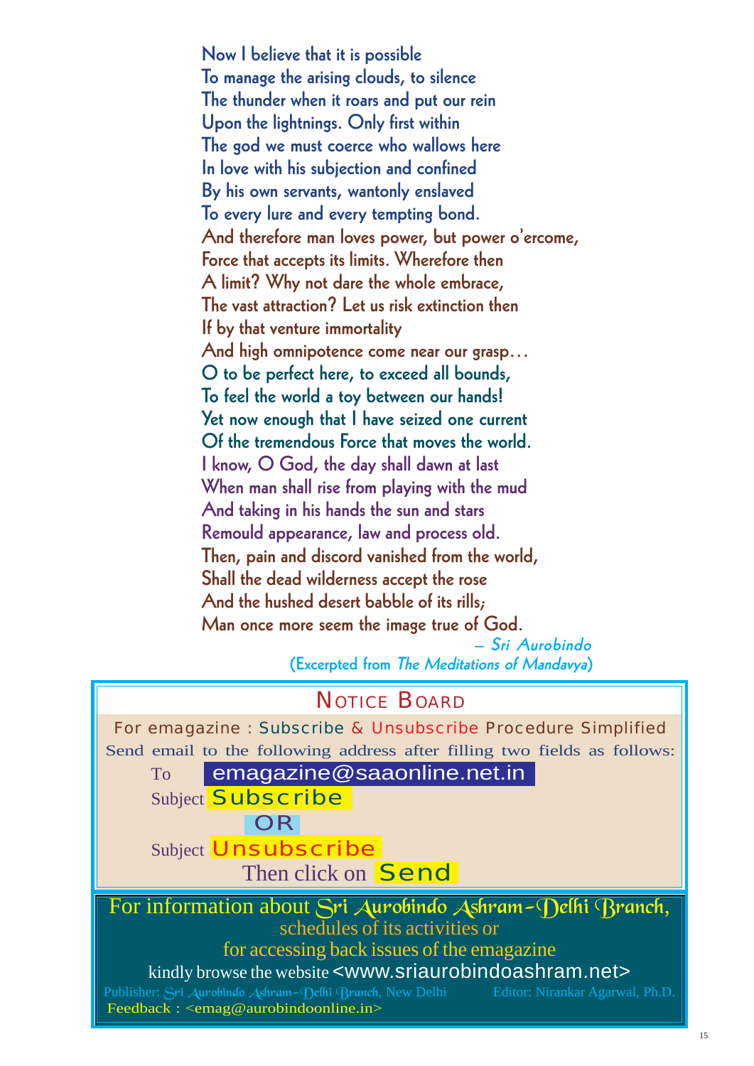Now I believe that it is possible
To manage the arising clouds, to silence
The thunder when it roars and put our rein
Upon the lightnings. Only first within
The god we must coerce who wallows here
In love with his subjection and confined
By his own servants, wantonly enslaved
To every lure and every tempting bond.
And therefore man loves power, but power o'ercome,
Force that accepts its limits. Wherefore then
A limit? Why not dare the whole embrace,
The vast attraction? Let us risk extinction then
If by that venture immortality
And high omnipotence come near our grasp…
O to be perfect here, to exceed all bounds,
To feel the world a toy between our hands!
Yet now enough that I have seized one current
Of the tremendous Force that moves the world.
I know, O God, the day shall dawn at last
When man shall rise from playing with the mud
And taking in his hands the sun and stars
Remould appearance, law and process old.
Then, pain and discord vanished from the world,
Shall the dead wilderness accept the rose
And the hushed desert babble of its rills;
Man once more seem the image true of God.

*– Sri Aurobindo*

(Excerpted from *The Meditations of Mandavya*)

## NOTICE BOARD

For emagazine : Subscribe & Unsubscribe Procedure Simplified

Send email to the following address after filling two fields as follows:

To emagazine@saaonline.net.in

Subject **Subscribe**

OR

Subject **Unsubscribe**

Then click on **Send**

For information about Sri Aurobindo Ashram-Delhi Branch, schedules of its activities or for accessing back issues of the emagazine kindly browse the website <www.sriaurobindoashram.net>

Publisher: Sri Aurobindo Ashram-Delhi Branch, New Delhi    Editor: Nirankar Agarwal, Ph.D.

Feedback : <emag@aurobindoonline.in>